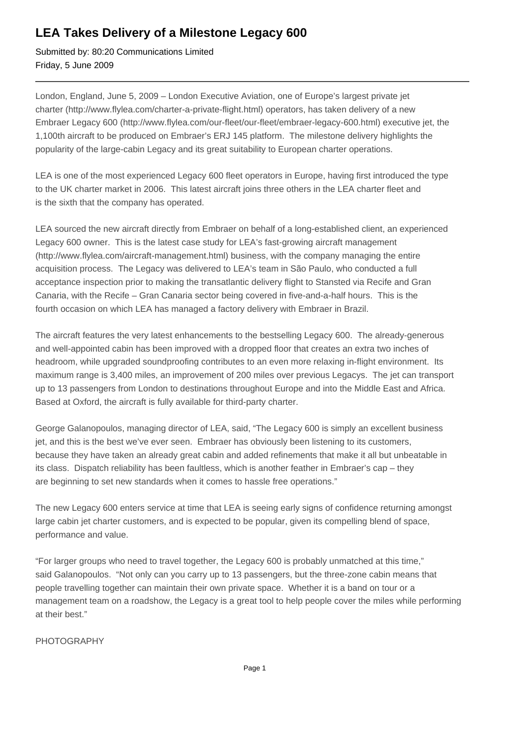# LEA Takes Delivery of a Milestone Legacy 600

Submitted by: 80:20 Communications Limited
Friday, 5 June 2009

---

London, England, June 5, 2009 – London Executive Aviation, one of Europe's largest private jet charter (http://www.flylea.com/charter-a-private-flight.html) operators, has taken delivery of a new Embraer Legacy 600 (http://www.flylea.com/our-fleet/our-fleet/embraer-legacy-600.html) executive jet, the 1,100th aircraft to be produced on Embraer's ERJ 145 platform. The milestone delivery highlights the popularity of the large-cabin Legacy and its great suitability to European charter operations.

LEA is one of the most experienced Legacy 600 fleet operators in Europe, having first introduced the type to the UK charter market in 2006. This latest aircraft joins three others in the LEA charter fleet and is the sixth that the company has operated.

LEA sourced the new aircraft directly from Embraer on behalf of a long-established client, an experienced Legacy 600 owner. This is the latest case study for LEA's fast-growing aircraft management (http://www.flylea.com/aircraft-management.html) business, with the company managing the entire acquisition process. The Legacy was delivered to LEA's team in São Paulo, who conducted a full acceptance inspection prior to making the transatlantic delivery flight to Stansted via Recife and Gran Canaria, with the Recife – Gran Canaria sector being covered in five-and-a-half hours. This is the fourth occasion on which LEA has managed a factory delivery with Embraer in Brazil.

The aircraft features the very latest enhancements to the bestselling Legacy 600. The already-generous and well-appointed cabin has been improved with a dropped floor that creates an extra two inches of headroom, while upgraded soundproofing contributes to an even more relaxing in-flight environment. Its maximum range is 3,400 miles, an improvement of 200 miles over previous Legacys. The jet can transport up to 13 passengers from London to destinations throughout Europe and into the Middle East and Africa. Based at Oxford, the aircraft is fully available for third-party charter.

George Galanopoulos, managing director of LEA, said, "The Legacy 600 is simply an excellent business jet, and this is the best we've ever seen. Embraer has obviously been listening to its customers, because they have taken an already great cabin and added refinements that make it all but unbeatable in its class. Dispatch reliability has been faultless, which is another feather in Embraer's cap – they are beginning to set new standards when it comes to hassle free operations."

The new Legacy 600 enters service at time that LEA is seeing early signs of confidence returning amongst large cabin jet charter customers, and is expected to be popular, given its compelling blend of space, performance and value.

"For larger groups who need to travel together, the Legacy 600 is probably unmatched at this time," said Galanopoulos. "Not only can you carry up to 13 passengers, but the three-zone cabin means that people travelling together can maintain their own private space. Whether it is a band on tour or a management team on a roadshow, the Legacy is a great tool to help people cover the miles while performing at their best."

PHOTOGRAPHY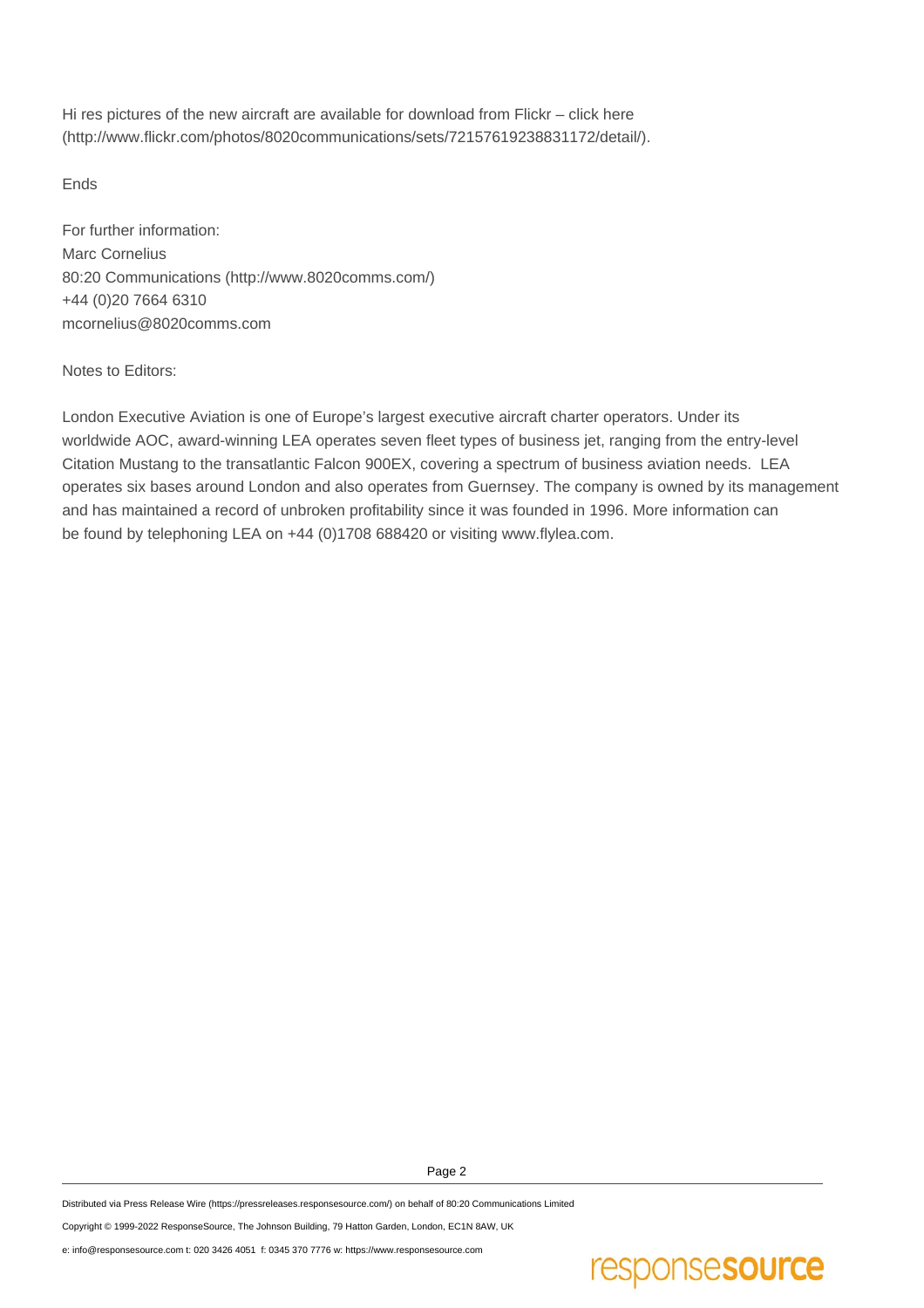Hi res pictures of the new aircraft are available for download from Flickr – click here (http://www.flickr.com/photos/8020communications/sets/72157619238831172/detail/).

Ends

For further information:
Marc Cornelius
80:20 Communications (http://www.8020comms.com/)
+44 (0)20 7664 6310
mcornelius@8020comms.com

Notes to Editors:

London Executive Aviation is one of Europe's largest executive aircraft charter operators. Under its worldwide AOC, award-winning LEA operates seven fleet types of business jet, ranging from the entry-level Citation Mustang to the transatlantic Falcon 900EX, covering a spectrum of business aviation needs. LEA operates six bases around London and also operates from Guernsey. The company is owned by its management and has maintained a record of unbroken profitability since it was founded in 1996. More information can be found by telephoning LEA on +44 (0)1708 688420 or visiting www.flylea.com.

Distributed via Press Release Wire (https://pressreleases.responsesource.com/) on behalf of 80:20 Communications Limited

Copyright © 1999-2022 ResponseSource, The Johnson Building, 79 Hatton Garden, London, EC1N 8AW, UK

e: info@responsesource.com t: 020 3426 4051 f: 0345 370 7776 w: https://www.responsesource.com

responsesource